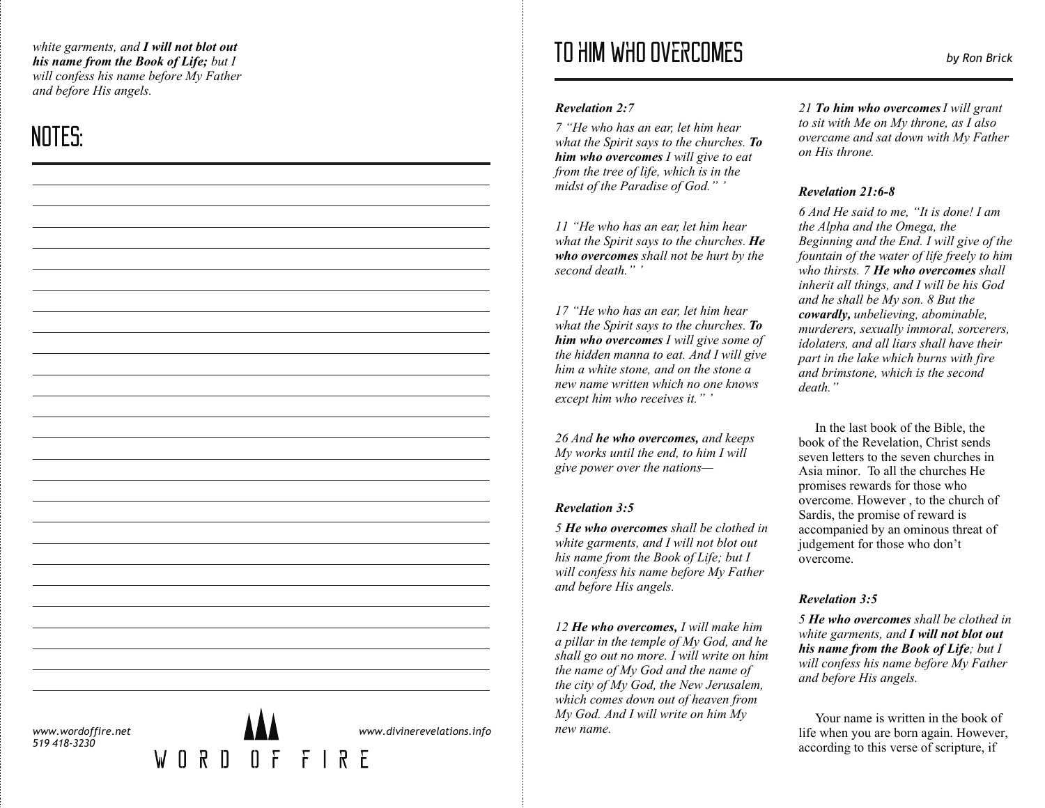*white garments, and **I will not blot out his name from the Book of Life;** but I will confess his name before My Father and before His angels.*

# NOTES:

www.wordoffire.net
519 418-3230

WORD OF FIRE

www.divinerevelations.info

# TO HIM WHO OVERCOMES

*by Ron Brick*

***Revelation 2:7***

*7 "He who has an ear, let him hear what the Spirit says to the churches. **To him who overcomes** I will give to eat from the tree of life, which is in the midst of the Paradise of God." '*

*11 "He who has an ear, let him hear what the Spirit says to the churches. **He who overcomes** shall not be hurt by the second death." '*

*17 "He who has an ear, let him hear what the Spirit says to the churches. **To him who overcomes** I will give some of the hidden manna to eat. And I will give him a white stone, and on the stone a new name written which no one knows except him who receives it." '*

*26 And **he who overcomes,** and keeps My works until the end, to him I will give power over the nations—*

***Revelation 3:5***

*5 **He who overcomes** shall be clothed in white garments, and I will not blot out his name from the Book of Life; but I will confess his name before My Father and before His angels.*

*12 **He who overcomes,** I will make him a pillar in the temple of My God, and he shall go out no more. I will write on him the name of My God and the name of the city of My God, the New Jerusalem, which comes down out of heaven from My God. And I will write on him My new name.*

*21 **To him who overcomes** I will grant to sit with Me on My throne, as I also overcame and sat down with My Father on His throne.*

***Revelation 21:6-8***

*6 And He said to me, "It is done! I am the Alpha and the Omega, the Beginning and the End. I will give of the fountain of the water of life freely to him who thirsts. 7 **He who overcomes** shall inherit all things, and I will be his God and he shall be My son. 8 But the **cowardly,** unbelieving, abominable, murderers, sexually immoral, sorcerers, idolaters, and all liars shall have their part in the lake which burns with fire and brimstone, which is the second death."*

In the last book of the Bible, the book of the Revelation, Christ sends seven letters to the seven churches in Asia minor. To all the churches He promises rewards for those who overcome. However , to the church of Sardis, the promise of reward is accompanied by an ominous threat of judgement for those who don't overcome.

***Revelation 3:5***

*5 **He who overcomes** shall be clothed in white garments, and **I will not blot out his name from the Book of Life**; but I will confess his name before My Father and before His angels.*

Your name is written in the book of life when you are born again. However, according to this verse of scripture, if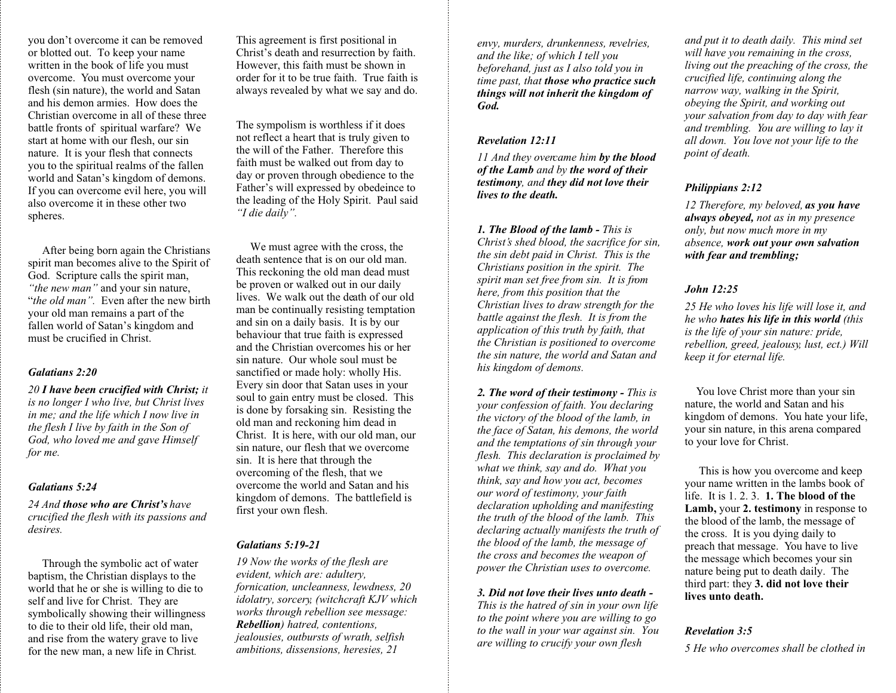you don't overcome it can be removed or blotted out. To keep your name written in the book of life you must overcome. You must overcome your flesh (sin nature), the world and Satan and his demon armies. How does the Christian overcome in all of these three battle fronts of spiritual warfare? We start at home with our flesh, our sin nature. It is your flesh that connects you to the spiritual realms of the fallen world and Satan's kingdom of demons. If you can overcome evil here, you will also overcome it in these other two spheres.

After being born again the Christians spirit man becomes alive to the Spirit of God. Scripture calls the spirit man, *"the new man"* and your sin nature, "*the old man".* Even after the new birth your old man remains a part of the fallen world of Satan's kingdom and must be crucified in Christ.

***Galatians 2:20***

*20* ***I have been crucified with Christ;*** *it is no longer I who live, but Christ lives in me; and the life which I now live in the flesh I live by faith in the Son of God, who loved me and gave Himself for me.*

***Galatians 5:24***

*24 And* ***those who are Christ's*** *have crucified the flesh with its passions and desires.*

Through the symbolic act of water baptism, the Christian displays to the world that he or she is willing to die to self and live for Christ. They are symbolically showing their willingness to die to their old life, their old man, and rise from the watery grave to live for the new man, a new life in Christ.

This agreement is first positional in Christ's death and resurrection by faith. However, this faith must be shown in order for it to be true faith. True faith is always revealed by what we say and do.

The sympolism is worthless if it does not reflect a heart that is truly given to the will of the Father. Therefore this faith must be walked out from day to day or proven through obedience to the Father's will expressed by obedeince to the leading of the Holy Spirit. Paul said *"I die daily".*

We must agree with the cross, the death sentence that is on our old man. This reckoning the old man dead must be proven or walked out in our daily lives. We walk out the death of our old man be continually resisting temptation and sin on a daily basis. It is by our behaviour that true faith is expressed and the Christian overcomes his or her sin nature. Our whole soul must be sanctified or made holy: wholly His. Every sin door that Satan uses in your soul to gain entry must be closed. This is done by forsaking sin. Resisting the old man and reckoning him dead in Christ. It is here, with our old man, our sin nature, our flesh that we overcome sin. It is here that through the overcoming of the flesh, that we overcome the world and Satan and his kingdom of demons. The battlefield is first your own flesh.

***Galatians 5:19-21***

*19 Now the works of the flesh are evident, which are: adultery, fornication, uncleanness, lewdness, 20 idolatry, sorcery, (witchcraft KJV which works through rebellion see message:* ***Rebellion****) hatred, contentions, jealousies, outbursts of wrath, selfish ambitions, dissensions, heresies, 21 envy, murders, drunkenness, revelries, and the like; of which I tell you beforehand, just as I also told you in time past, that* ***those who practice such things will not inherit the kingdom of God.***

***Revelation 12:11***

*11 And they overcame him* ***by the blood of the Lamb*** *and by* ***the word of their testimony****, and* ***they did not love their lives to the death.***

***1. The Blood of the lamb -*** *This is Christ's shed blood, the sacrifice for sin, the sin debt paid in Christ. This is the Christians position in the spirit. The spirit man set free from sin. It is from here, from this position that the Christian lives to draw strength for the battle against the flesh. It is from the application of this truth by faith, that the Christian is positioned to overcome the sin nature, the world and Satan and his kingdom of demons.*

***2. The word of their testimony -*** *This is your confession of faith. You declaring the victory of the blood of the lamb, in the face of Satan, his demons, the world and the temptations of sin through your flesh. This declaration is proclaimed by what we think, say and do. What you think, say and how you act, becomes our word of testimony, your faith declaration upholding and manifesting the truth of the blood of the lamb. This declaring actually manifests the truth of the blood of the lamb, the message of the cross and becomes the weapon of power the Christian uses to overcome.*

***3. Did not love their lives unto death -*** *This is the hatred of sin in your own life to the point where you are willing to go to the wall in your war against sin. You are willing to crucify your own flesh and put it to death daily. This mind set will have you remaining in the cross, living out the preaching of the cross, the crucified life, continuing along the narrow way, walking in the Spirit, obeying the Spirit, and working out your salvation from day to day with fear and trembling. You are willing to lay it all down. You love not your life to the point of death.*

***Philippians 2:12***

*12 Therefore, my beloved,* ***as you have always obeyed,*** *not as in my presence only, but now much more in my absence,* ***work out your own salvation with fear and trembling;***

***John 12:25***

*25 He who loves his life will lose it, and he who* ***hates his life in this world*** *(this is the life of your sin nature: pride, rebellion, greed, jealousy, lust, ect.) Will keep it for eternal life.*

You love Christ more than your sin nature, the world and Satan and his kingdom of demons. You hate your life, your sin nature, in this arena compared to your love for Christ.

This is how you overcome and keep your name written in the lambs book of life. It is 1. 2. 3. **1. The blood of the Lamb,** your **2. testimony** in response to the blood of the lamb, the message of the cross. It is you dying daily to preach that message. You have to live the message which becomes your sin nature being put to death daily. The third part: they **3. did not love their lives unto death.**

***Revelation 3:5***

*5 He who overcomes shall be clothed in*